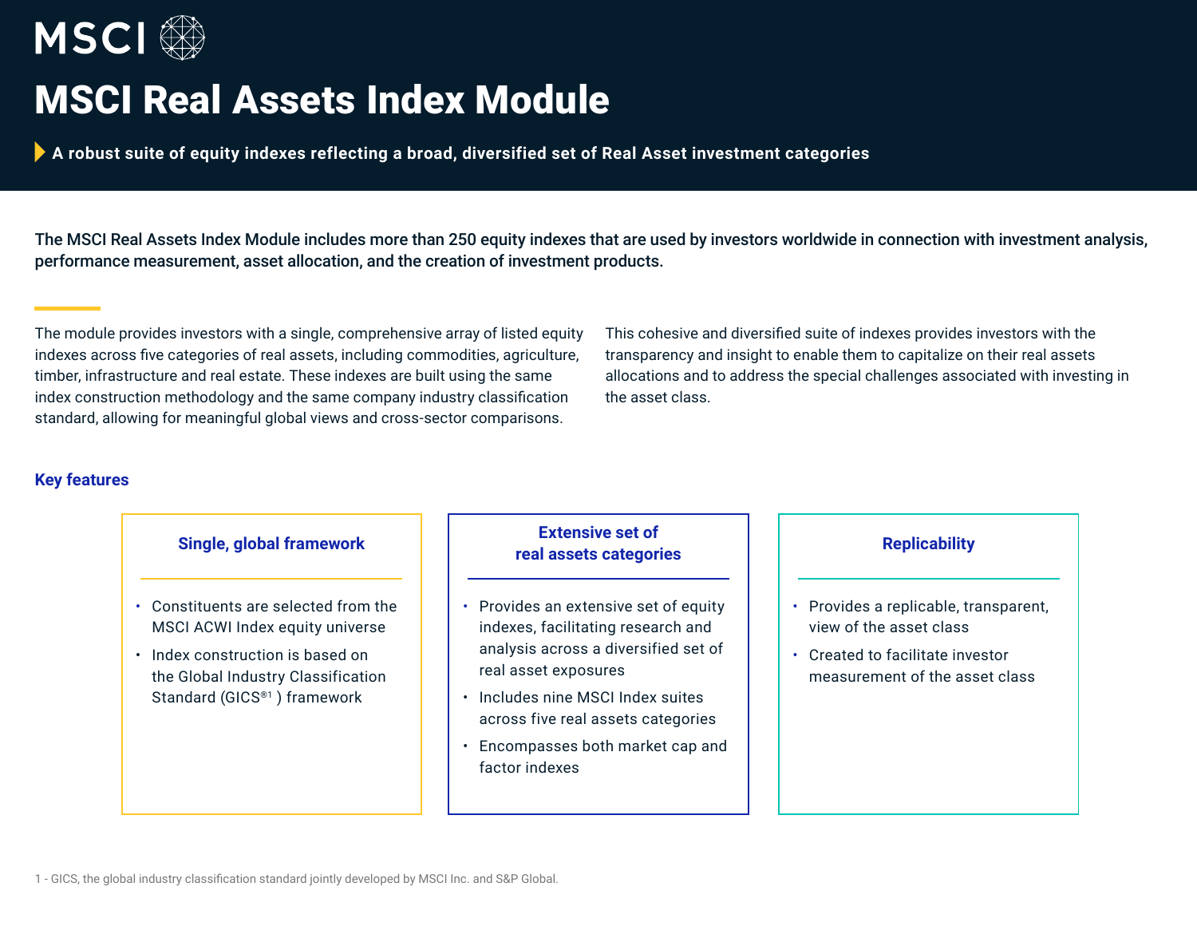MSCI

# MSCI Real Assets Index Module

**A robust suite of equity indexes reflecting a broad, diversified set of Real Asset investment categories**

**The MSCI Real Assets Index Module includes more than 250 equity indexes that are used by investors worldwide in connection with investment analysis, performance measurement, asset allocation, and the creation of investment products.**

The module provides investors with a single, comprehensive array of listed equity indexes across five categories of real assets, including commodities, agriculture, timber, infrastructure and real estate. These indexes are built using the same index construction methodology and the same company industry classification standard, allowing for meaningful global views and cross-sector comparisons.

This cohesive and diversified suite of indexes provides investors with the transparency and insight to enable them to capitalize on their real assets allocations and to address the special challenges associated with investing in the asset class.

## Key features

### Single, global framework

- Constituents are selected from the MSCI ACWI Index equity universe
- Index construction is based on the Global Industry Classification Standard (GICS®[1] ) framework

### Extensive set of real assets categories

- Provides an extensive set of equity indexes, facilitating research and analysis across a diversified set of real asset exposures
- Includes nine MSCI Index suites across five real assets categories
- Encompasses both market cap and factor indexes

### Replicability

- Provides a replicable, transparent, view of the asset class
- Created to facilitate investor measurement of the asset class

1 - GICS, the global industry classification standard jointly developed by MSCI Inc. and S&P Global.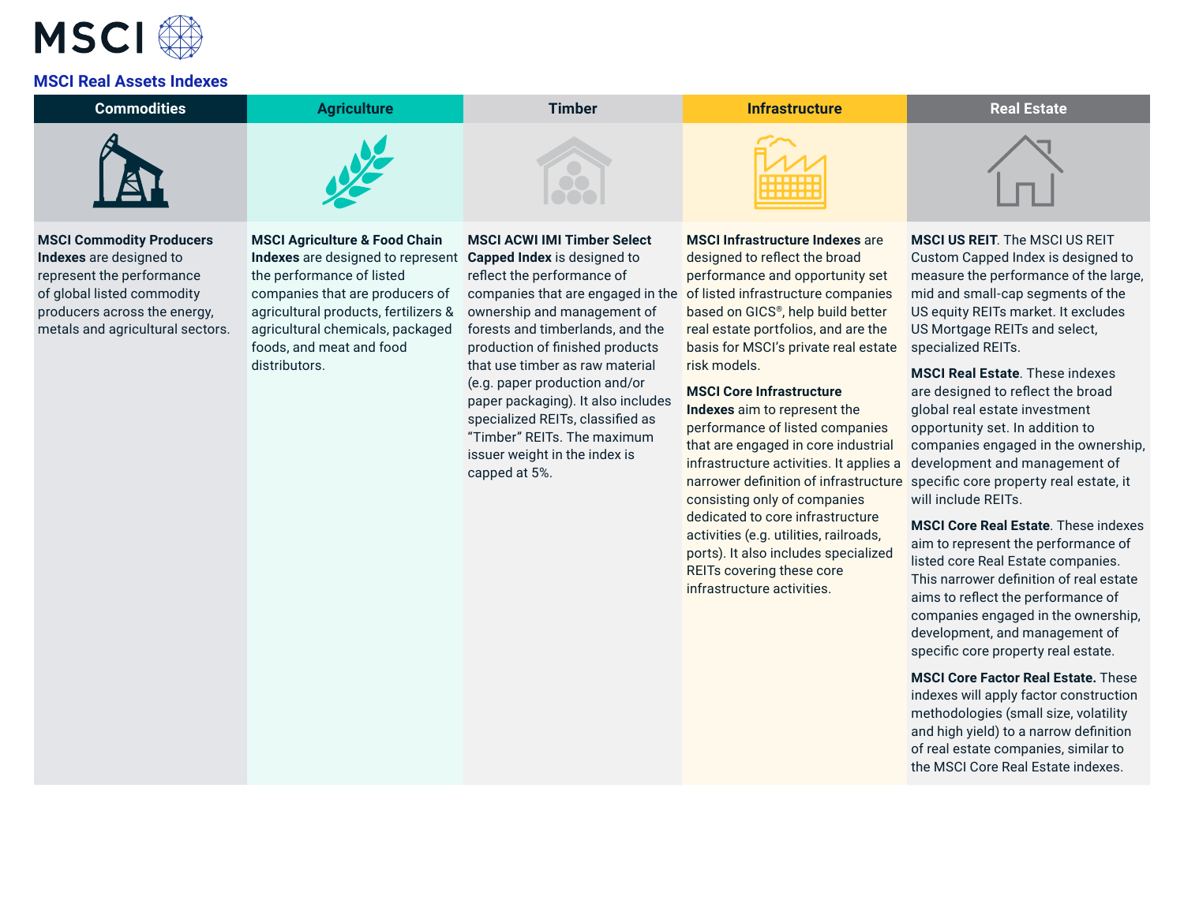MSCI

## MSCI Real Assets Indexes

| Commodities | Agriculture | Timber | Infrastructure | Real Estate |
| --- | --- | --- | --- | --- |
| **MSCI Commodity Producers Indexes** are designed to represent the performance of global listed commodity producers across the energy, metals and agricultural sectors. | **MSCI Agriculture & Food Chain Indexes** are designed to represent the performance of listed companies that are producers of agricultural products, fertilizers & agricultural chemicals, packaged foods, and meat and food distributors. | **MSCI ACWI IMI Timber Select Capped Index** is designed to reflect the performance of companies that are engaged in the ownership and management of forests and timberlands, and the production of finished products that use timber as raw material (e.g. paper production and/or paper packaging). It also includes specialized REITs, classified as “Timber” REITs. The maximum issuer weight in the index is capped at 5%. | **MSCI Infrastructure Indexes** are designed to reflect the broad performance and opportunity set of listed infrastructure companies based on GICS®, help build better real estate portfolios, and are the basis for MSCI’s private real estate risk models.<br><br>**MSCI Core Infrastructure Indexes** aim to represent the performance of listed companies that are engaged in core industrial infrastructure activities. It applies a narrower definition of infrastructure consisting only of companies dedicated to core infrastructure activities (e.g. utilities, railroads, ports). It also includes specialized REITs covering these core infrastructure activities. | **MSCI US REIT**. The MSCI US REIT Custom Capped Index is designed to measure the performance of the large, mid and small-cap segments of the US equity REITs market. It excludes US Mortgage REITs and select, specialized REITs.<br><br>**MSCI Real Estate**. These indexes are designed to reflect the broad global real estate investment opportunity set. In addition to companies engaged in the ownership, development and management of specific core property real estate, it will include REITs.<br><br>**MSCI Core Real Estate**. These indexes aim to represent the performance of listed core Real Estate companies. This narrower definition of real estate aims to reflect the performance of companies engaged in the ownership, development, and management of specific core property real estate.<br><br>**MSCI Core Factor Real Estate.** These indexes will apply factor construction methodologies (small size, volatility and high yield) to a narrow definition of real estate companies, similar to the MSCI Core Real Estate indexes. |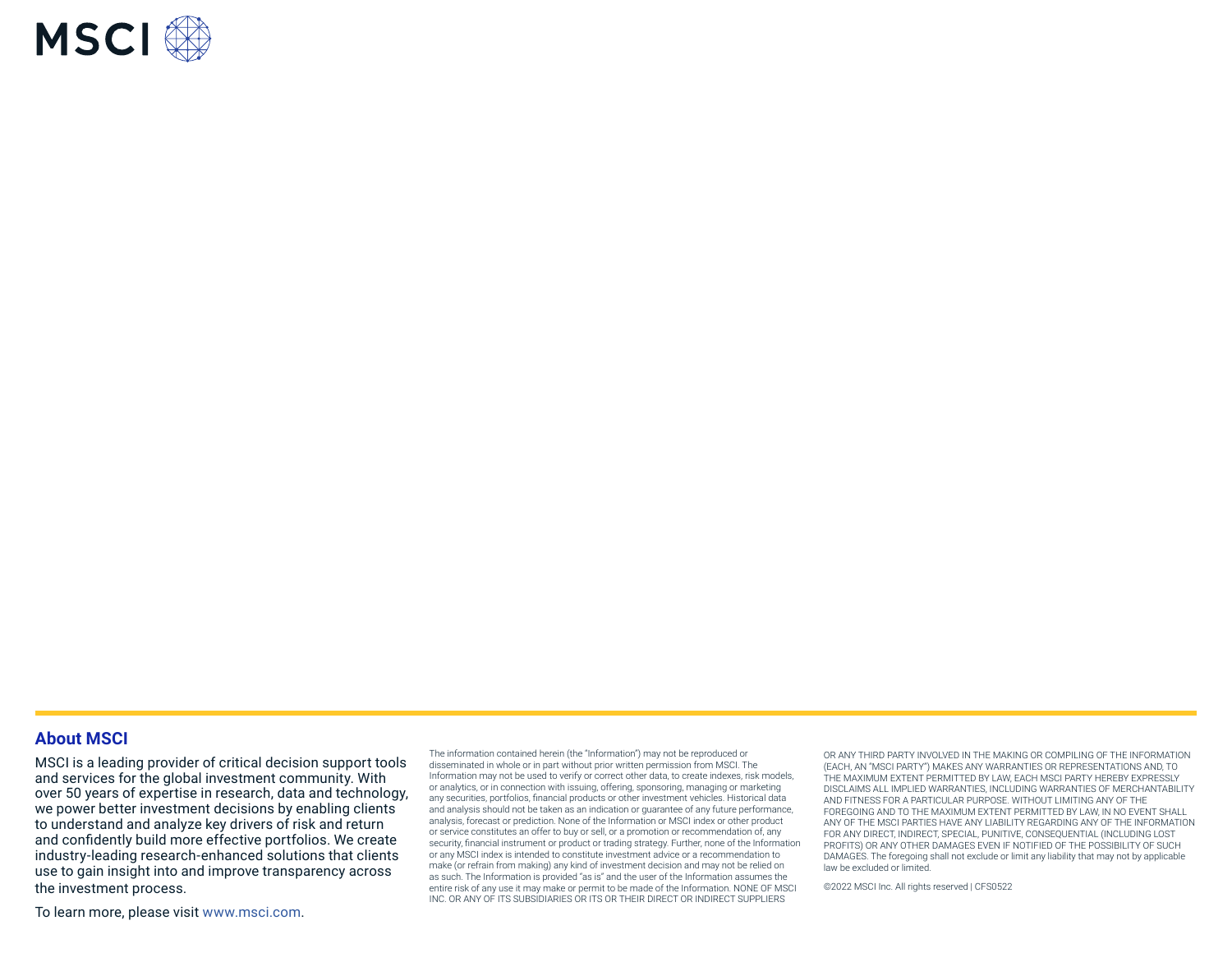## About MSCI

MSCI is a leading provider of critical decision support tools and services for the global investment community. With over 50 years of expertise in research, data and technology, we power better investment decisions by enabling clients to understand and analyze key drivers of risk and return and confidently build more effective portfolios. We create industry-leading research-enhanced solutions that clients use to gain insight into and improve transparency across the investment process.

To learn more, please visit www.msci.com.

The information contained herein (the "Information") may not be reproduced or disseminated in whole or in part without prior written permission from MSCI. The Information may not be used to verify or correct other data, to create indexes, risk models, or analytics, or in connection with issuing, offering, sponsoring, managing or marketing any securities, portfolios, financial products or other investment vehicles. Historical data and analysis should not be taken as an indication or guarantee of any future performance, analysis, forecast or prediction. None of the Information or MSCI index or other product or service constitutes an offer to buy or sell, or a promotion or recommendation of, any security, financial instrument or product or trading strategy. Further, none of the Information or any MSCI index is intended to constitute investment advice or a recommendation to make (or refrain from making) any kind of investment decision and may not be relied on as such. The Information is provided "as is" and the user of the Information assumes the entire risk of any use it may make or permit to be made of the Information. NONE OF MSCI INC. OR ANY OF ITS SUBSIDIARIES OR ITS OR THEIR DIRECT OR INDIRECT SUPPLIERS OR ANY THIRD PARTY INVOLVED IN THE MAKING OR COMPILING OF THE INFORMATION (EACH, AN "MSCI PARTY") MAKES ANY WARRANTIES OR REPRESENTATIONS AND, TO THE MAXIMUM EXTENT PERMITTED BY LAW, EACH MSCI PARTY HEREBY EXPRESSLY DISCLAIMS ALL IMPLIED WARRANTIES, INCLUDING WARRANTIES OF MERCHANTABILITY AND FITNESS FOR A PARTICULAR PURPOSE. WITHOUT LIMITING ANY OF THE FOREGOING AND TO THE MAXIMUM EXTENT PERMITTED BY LAW, IN NO EVENT SHALL ANY OF THE MSCI PARTIES HAVE ANY LIABILITY REGARDING ANY OF THE INFORMATION FOR ANY DIRECT, INDIRECT, SPECIAL, PUNITIVE, CONSEQUENTIAL (INCLUDING LOST PROFITS) OR ANY OTHER DAMAGES EVEN IF NOTIFIED OF THE POSSIBILITY OF SUCH DAMAGES. The foregoing shall not exclude or limit any liability that may not by applicable law be excluded or limited.

©2022 MSCI Inc. All rights reserved | CFS0522